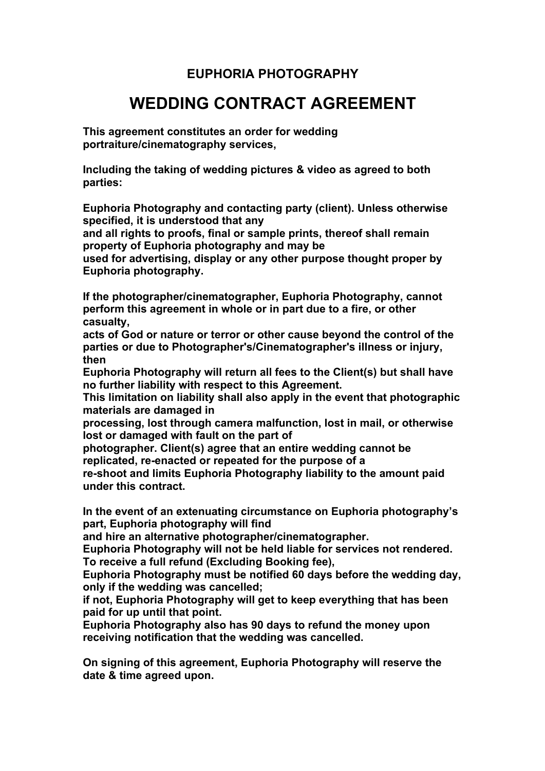## EUPHORIA PHOTOGRAPHY

# WEDDING CONTRACT AGREEMENT

**This agreement constitutes an order for wedding portraiture/cinematography services,**

**Including the taking of wedding pictures & video as agreed to both parties:**

**Euphoria Photography and contacting party (client). Unless otherwise specified, it is understood that any and all rights to proofs, final or sample prints, thereof shall remain property of Euphoria photography and may be used for advertising, display or any other purpose thought proper by Euphoria photography.**

**If the photographer/cinematographer, Euphoria Photography, cannot perform this agreement in whole or in part due to a fire, or other casualty, acts of God or nature or terror or other cause beyond the control of the parties or due to Photographer's/Cinematographer's illness or injury, then Euphoria Photography will return all fees to the Client(s) but shall have no further liability with respect to this Agreement. This limitation on liability shall also apply in the event that photographic materials are damaged in processing, lost through camera malfunction, lost in mail, or otherwise lost or damaged with fault on the part of photographer. Client(s) agree that an entire wedding cannot be replicated, re-enacted or repeated for the purpose of a re-shoot and limits Euphoria Photography liability to the amount paid under this contract.**

**In the event of an extenuating circumstance on Euphoria photography's part, Euphoria photography will find and hire an alternative photographer/cinematographer. Euphoria Photography will not be held liable for services not rendered. To receive a full refund (Excluding Booking fee), Euphoria Photography must be notified 60 days before the wedding day, only if the wedding was cancelled; if not, Euphoria Photography will get to keep everything that has been paid for up until that point. Euphoria Photography also has 90 days to refund the money upon receiving notification that the wedding was cancelled.**

**On signing of this agreement, Euphoria Photography will reserve the date & time agreed upon.**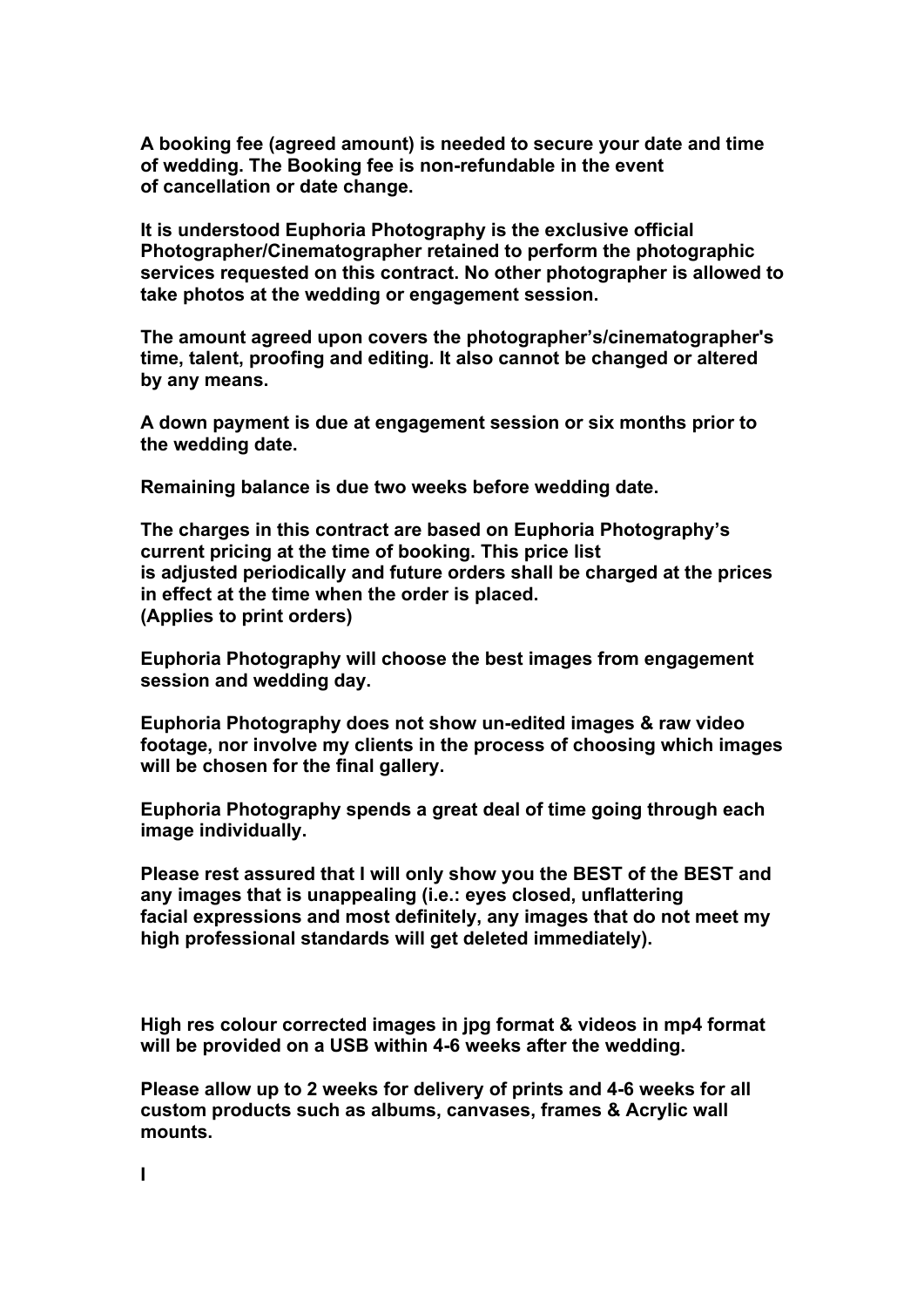**A booking fee (agreed amount) is needed to secure your date and time of wedding. The Booking fee is non-refundable in the event of cancellation or date change.**

**It is understood Euphoria Photography is the exclusive official Photographer/Cinematographer retained to perform the photographic services requested on this contract. No other photographer is allowed to take photos at the wedding or engagement session.**

**The amount agreed upon covers the photographer's/cinematographer's time, talent, proofing and editing. It also cannot be changed or altered by any means.**

**A down payment is due at engagement session or six months prior to the wedding date.**

**Remaining balance is due two weeks before wedding date.**

**The charges in this contract are based on Euphoria Photography's current pricing at the time of booking. This price list is adjusted periodically and future orders shall be charged at the prices in effect at the time when the order is placed. (Applies to print orders)**

**Euphoria Photography will choose the best images from engagement session and wedding day.**

**Euphoria Photography does not show un-edited images & raw video footage, nor involve my clients in the process of choosing which images will be chosen for the final gallery.**

**Euphoria Photography spends a great deal of time going through each image individually.**

**Please rest assured that I will only show you the BEST of the BEST and any images that is unappealing (i.e.: eyes closed, unflattering facial expressions and most definitely, any images that do not meet my high professional standards will get deleted immediately).**

**High res colour corrected images in jpg format & videos in mp4 format will be provided on a USB within 4-6 weeks after the wedding.**

**Please allow up to 2 weeks for delivery of prints and 4-6 weeks for all custom products such as albums, canvases, frames & Acrylic wall mounts.**

**I**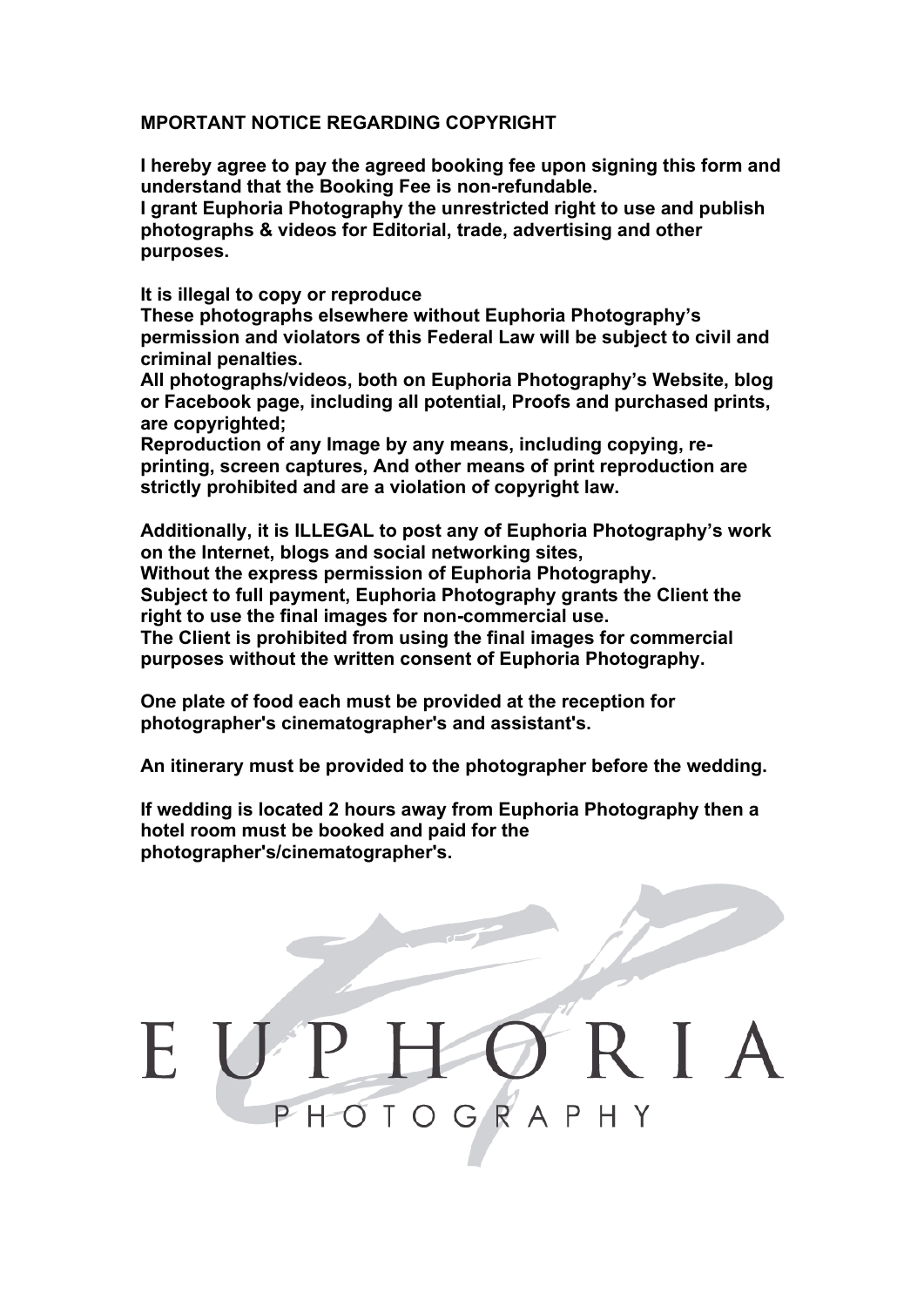**MPORTANT NOTICE REGARDING COPYRIGHT**

**I hereby agree to pay the agreed booking fee upon signing this form and understand that the Booking Fee is non-refundable.**
**I grant Euphoria Photography the unrestricted right to use and publish photographs & videos for Editorial, trade, advertising and other purposes.**

**It is illegal to copy or reproduce**
**These photographs elsewhere without Euphoria Photography's permission and violators of this Federal Law will be subject to civil and criminal penalties.**
**All photographs/videos, both on Euphoria Photography's Website, blog or Facebook page, including all potential, Proofs and purchased prints, are copyrighted;**
**Reproduction of any Image by any means, including copying, re-printing, screen captures, And other means of print reproduction are strictly prohibited and are a violation of copyright law.**

**Additionally, it is ILLEGAL to post any of Euphoria Photography's work on the Internet, blogs and social networking sites,**
**Without the express permission of Euphoria Photography.**
**Subject to full payment, Euphoria Photography grants the Client the right to use the final images for non-commercial use.**
**The Client is prohibited from using the final images for commercial purposes without the written consent of Euphoria Photography.**

**One plate of food each must be provided at the reception for photographer's cinematographer's and assistant's.**

**An itinerary must be provided to the photographer before the wedding.**

**If wedding is located 2 hours away from Euphoria Photography then a hotel room must be booked and paid for the photographer's/cinematographer's.**

EUPHORIA PHOTOGRAPHY